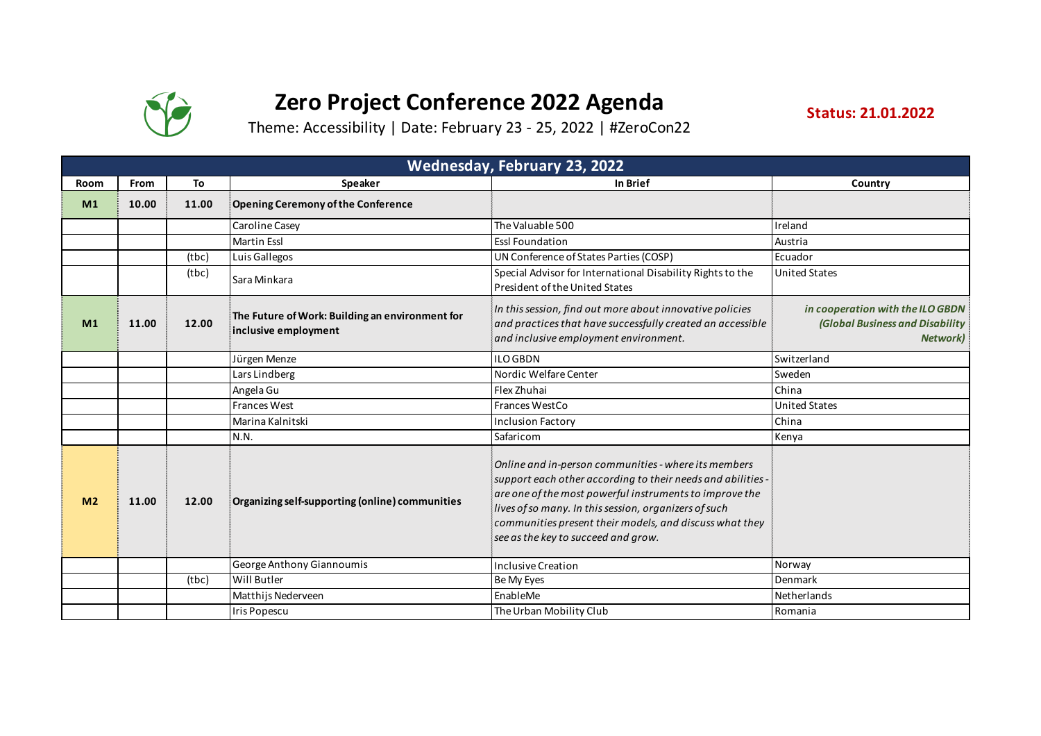# Zero Project Conference 2022 Agenda

Theme: Accessibility | Date: February 23 - 25, 2022 | #ZeroCon22

**Status: 21.01.2022**

| Wednesday, February 23, 2022 | | | | | |
|---|---|---|---|---|---|
| **Room** | **From** | **To** | **Speaker** | **In Brief** | **Country** |
| **M1** | **10.00** | **11.00** | **Opening Ceremony of the Conference** | | |
| | | | Caroline Casey | The Valuable 500 | Ireland |
| | | | Martin Essl | Essl Foundation | Austria |
| | | (tbc) | Luis Gallegos | UN Conference of States Parties (COSP) | Ecuador |
| | | (tbc) | Sara Minkara | Special Advisor for International Disability Rights to the President of the United States | United States |
| **M1** | **11.00** | **12.00** | **The Future of Work: Building an environment for inclusive employment** | *In this session, find out more about innovative policies and practices that have successfully created an accessible and inclusive employment environment.* | ***in cooperation with the ILO GBDN (Global Business and Disability Network)*** |
| | | | Jürgen Menze | ILO GBDN | Switzerland |
| | | | Lars Lindberg | Nordic Welfare Center | Sweden |
| | | | Angela Gu | Flex Zhuhai | China |
| | | | Frances West | Frances WestCo | United States |
| | | | Marina Kalnitski | Inclusion Factory | China |
| | | | N.N. | Safaricom | Kenya |
| **M2** | **11.00** | **12.00** | **Organizing self-supporting (online) communities** | *Online and in-person communities - where its members support each other according to their needs and abilities - are one of the most powerful instruments to improve the lives of so many. In this session, organizers of such communities present their models, and discuss what they see as the key to succeed and grow.* | |
| | | | George Anthony Giannoumis | Inclusive Creation | Norway |
| | | (tbc) | Will Butler | Be My Eyes | Denmark |
| | | | Matthijs Nederveen | EnableMe | Netherlands |
| | | | Iris Popescu | The Urban Mobility Club | Romania |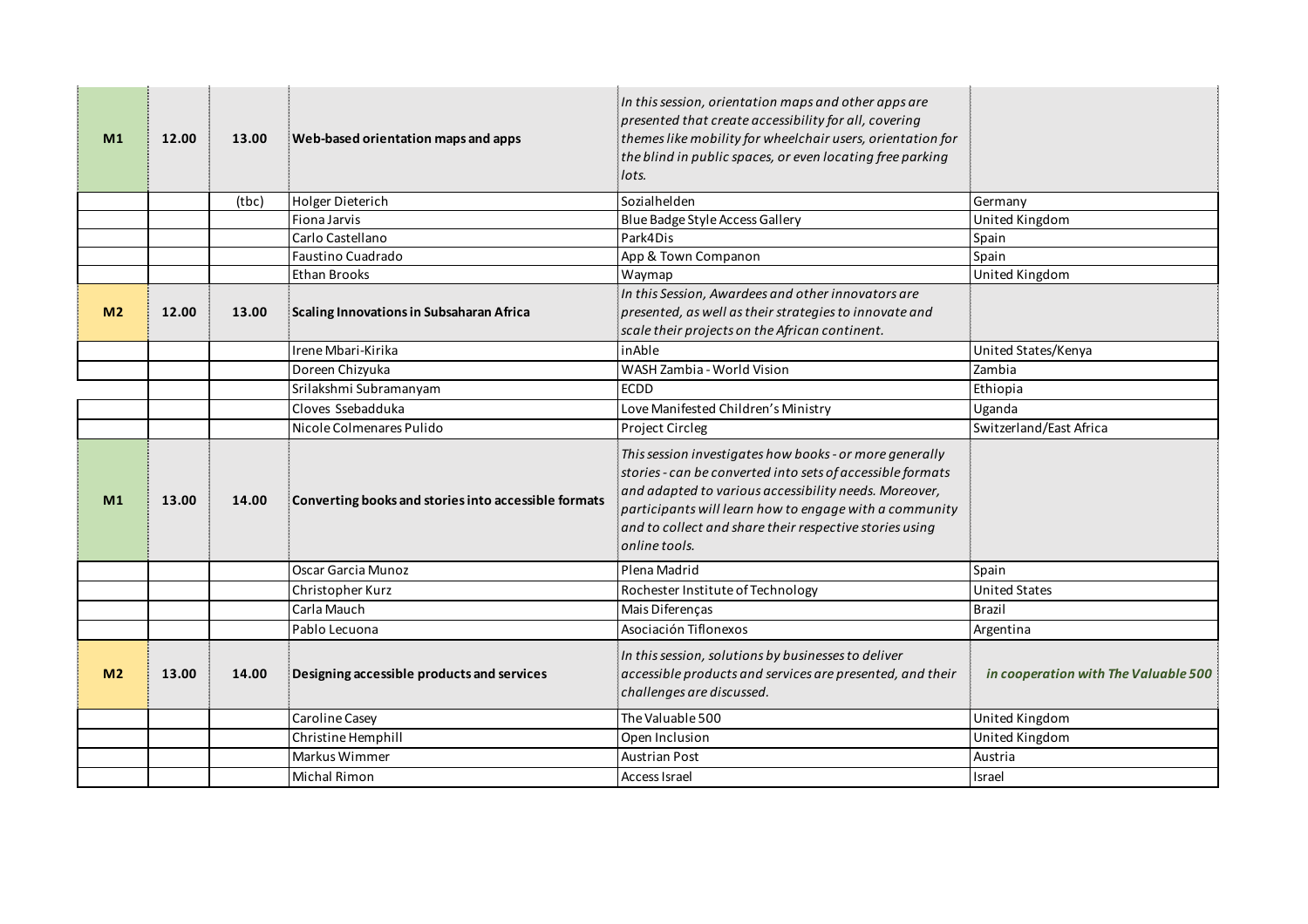| | | | | | |
|---|---|---|---|---|---|
| **M1** | **12.00** | **13.00** | **Web-based orientation maps and apps** | *In this session, orientation maps and other apps are presented that create accessibility for all, covering themes like mobility for wheelchair users, orientation for the blind in public spaces, or even locating free parking lots.* | |
| | | (tbc) | Holger Dieterich | Sozialhelden | Germany |
| | | | Fiona Jarvis | Blue Badge Style Access Gallery | United Kingdom |
| | | | Carlo Castellano | Park4Dis | Spain |
| | | | Faustino Cuadrado | App & Town Companon | Spain |
| | | | Ethan Brooks | Waymap | United Kingdom |
| **M2** | **12.00** | **13.00** | **Scaling Innovations in Subsaharan Africa** | *In this Session, Awardees and other innovators are presented, as well as their strategies to innovate and scale their projects on the African continent.* | |
| | | | Irene Mbari-Kirika | inAble | United States/Kenya |
| | | | Doreen Chizyuka | WASH Zambia - World Vision | Zambia |
| | | | Srilakshmi Subramanyam | ECDD | Ethiopia |
| | | | Cloves Ssebadduka | Love Manifested Children's Ministry | Uganda |
| | | | Nicole Colmenares Pulido | Project Circleg | Switzerland/East Africa |
| **M1** | **13.00** | **14.00** | **Converting books and stories into accessible formats** | *This session investigates how books - or more generally stories - can be converted into sets of accessible formats and adapted to various accessibility needs. Moreover, participants will learn how to engage with a community and to collect and share their respective stories using online tools.* | |
| | | | Oscar Garcia Munoz | Plena Madrid | Spain |
| | | | Christopher Kurz | Rochester Institute of Technology | United States |
| | | | Carla Mauch | Mais Diferenças | Brazil |
| | | | Pablo Lecuona | Asociación Tiflonexos | Argentina |
| **M2** | **13.00** | **14.00** | **Designing accessible products and services** | *In this session, solutions by businesses to deliver accessible products and services are presented, and their challenges are discussed.* | ***in cooperation with The Valuable 500*** |
| | | | Caroline Casey | The Valuable 500 | United Kingdom |
| | | | Christine Hemphill | Open Inclusion | United Kingdom |
| | | | Markus Wimmer | Austrian Post | Austria |
| | | | Michal Rimon | Access Israel | Israel |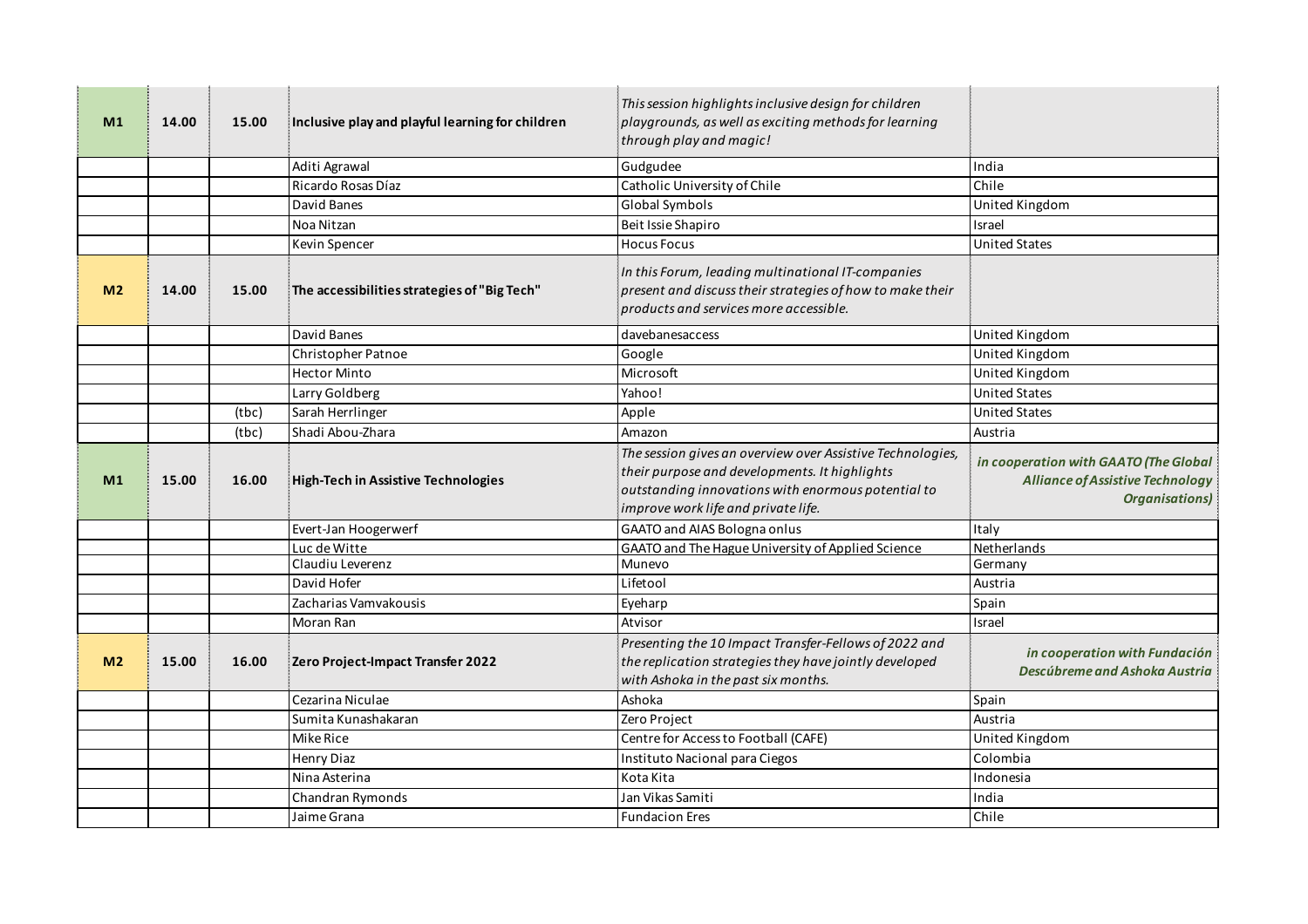| | | | | | |
|---|---|---|---|---|---|
| **M1** | **14.00** | **15.00** | **Inclusive play and playful learning for children** | *This session highlights inclusive design for children playgrounds, as well as exciting methods for learning through play and magic!* | |
| | | | Aditi Agrawal | Gudgudee | India |
| | | | Ricardo Rosas Díaz | Catholic University of Chile | Chile |
| | | | David Banes | Global Symbols | United Kingdom |
| | | | Noa Nitzan | Beit Issie Shapiro | Israel |
| | | | Kevin Spencer | Hocus Focus | United States |
| **M2** | **14.00** | **15.00** | **The accessibilities strategies of "Big Tech"** | *In this Forum, leading multinational IT-companies present and discuss their strategies of how to make their products and services more accessible.* | |
| | | | David Banes | davebanesaccess | United Kingdom |
| | | | Christopher Patnoe | Google | United Kingdom |
| | | | Hector Minto | Microsoft | United Kingdom |
| | | | Larry Goldberg | Yahoo! | United States |
| | | (tbc) | Sarah Herrlinger | Apple | United States |
| | | (tbc) | Shadi Abou-Zhara | Amazon | Austria |
| **M1** | **15.00** | **16.00** | **High-Tech in Assistive Technologies** | *The session gives an overview over Assistive Technologies, their purpose and developments. It highlights outstanding innovations with enormous potential to improve work life and private life.* | ***in cooperation with GAATO (The Global Alliance of Assistive Technology Organisations)*** |
| | | | Evert-Jan Hoogerwerf | GAATO and AIAS Bologna onlus | Italy |
| | | | Luc de Witte | GAATO and The Hague University of Applied Science | Netherlands |
| | | | Claudiu Leverenz | Munevo | Germany |
| | | | David Hofer | Lifetool | Austria |
| | | | Zacharias Vamvakousis | Eyeharp | Spain |
| | | | Moran Ran | Atvisor | Israel |
| **M2** | **15.00** | **16.00** | **Zero Project-Impact Transfer 2022** | *Presenting the 10 Impact Transfer-Fellows of 2022 and the replication strategies they have jointly developed with Ashoka in the past six months.* | ***in cooperation with Fundación Descúbreme and Ashoka Austria*** |
| | | | Cezarina Niculae | Ashoka | Spain |
| | | | Sumita Kunashakaran | Zero Project | Austria |
| | | | Mike Rice | Centre for Access to Football (CAFE) | United Kingdom |
| | | | Henry Diaz | Instituto Nacional para Ciegos | Colombia |
| | | | Nina Asterina | Kota Kita | Indonesia |
| | | | Chandran Rymonds | Jan Vikas Samiti | India |
| | | | Jaime Grana | Fundacion Eres | Chile |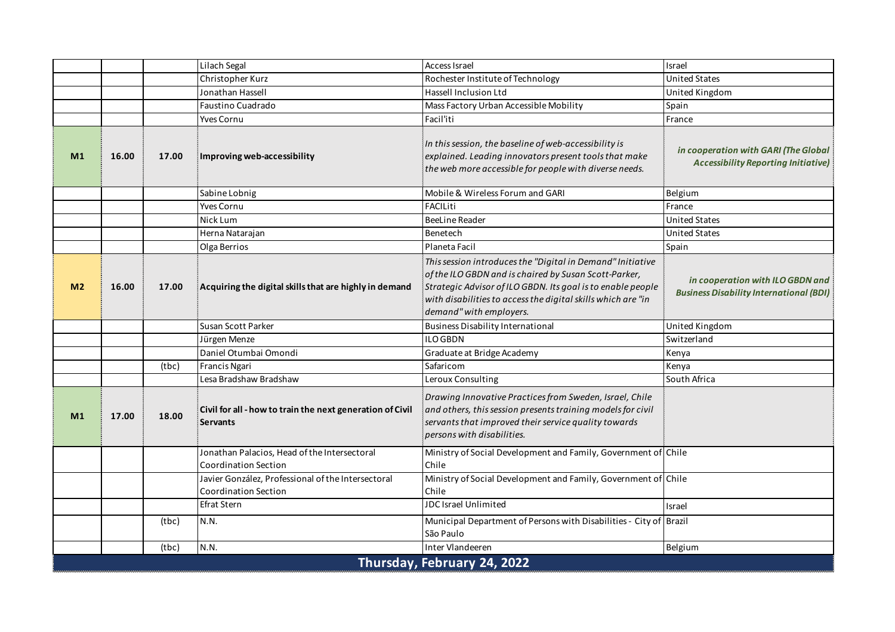| | | | | | |
|---|---|---|---|---|---|
| | | | Lilach Segal | Access Israel | Israel |
| | | | Christopher Kurz | Rochester Institute of Technology | United States |
| | | | Jonathan Hassell | Hassell Inclusion Ltd | United Kingdom |
| | | | Faustino Cuadrado | Mass Factory Urban Accessible Mobility | Spain |
| | | | Yves Cornu | Facil'iti | France |
| **M1** | **16.00** | **17.00** | **Improving web-accessibility** | *In this session, the baseline of web-accessibility is explained. Leading innovators present tools that make the web more accessible for people with diverse needs.* | ***in cooperation with GARI (The Global Accessibility Reporting Initiative)*** |
| | | | Sabine Lobnig | Mobile & Wireless Forum and GARI | Belgium |
| | | | Yves Cornu | FACILiti | France |
| | | | Nick Lum | BeeLine Reader | United States |
| | | | Herna Natarajan | Benetech | United States |
| | | | Olga Berrios | Planeta Facil | Spain |
| **M2** | **16.00** | **17.00** | **Acquiring the digital skills that are highly in demand** | *This session introduces the "Digital in Demand" Initiative of the ILO GBDN and is chaired by Susan Scott-Parker, Strategic Advisor of ILO GBDN. Its goal is to enable people with disabilities to access the digital skills which are "in demand" with employers.* | ***in cooperation with ILO GBDN and Business Disability International (BDI)*** |
| | | | Susan Scott Parker | Business Disability International | United Kingdom |
| | | | Jürgen Menze | ILO GBDN | Switzerland |
| | | | Daniel Otumbai Omondi | Graduate at Bridge Academy | Kenya |
| | | (tbc) | Francis Ngari | Safaricom | Kenya |
| | | | Lesa Bradshaw Bradshaw | Leroux Consulting | South Africa |
| **M1** | **17.00** | **18.00** | **Civil for all - how to train the next generation of Civil Servants** | *Drawing Innovative Practices from Sweden, Israel, Chile and others, this session presents training models for civil servants that improved their service quality towards persons with disabilities.* | |
| | | | Jonathan Palacios, Head of the Intersectoral Coordination Section | Ministry of Social Development and Family, Government of Chile | Chile |
| | | | Javier González, Professional of the Intersectoral Coordination Section | Ministry of Social Development and Family, Government of Chile | Chile |
| | | | Efrat Stern | JDC Israel Unlimited | Israel |
| | | (tbc) | N.N. | Municipal Department of Persons with Disabilities - City of São Paulo | Brazil |
| | | (tbc) | N.N. | Inter Vlandeeren | Belgium |

## Thursday, February 24, 2022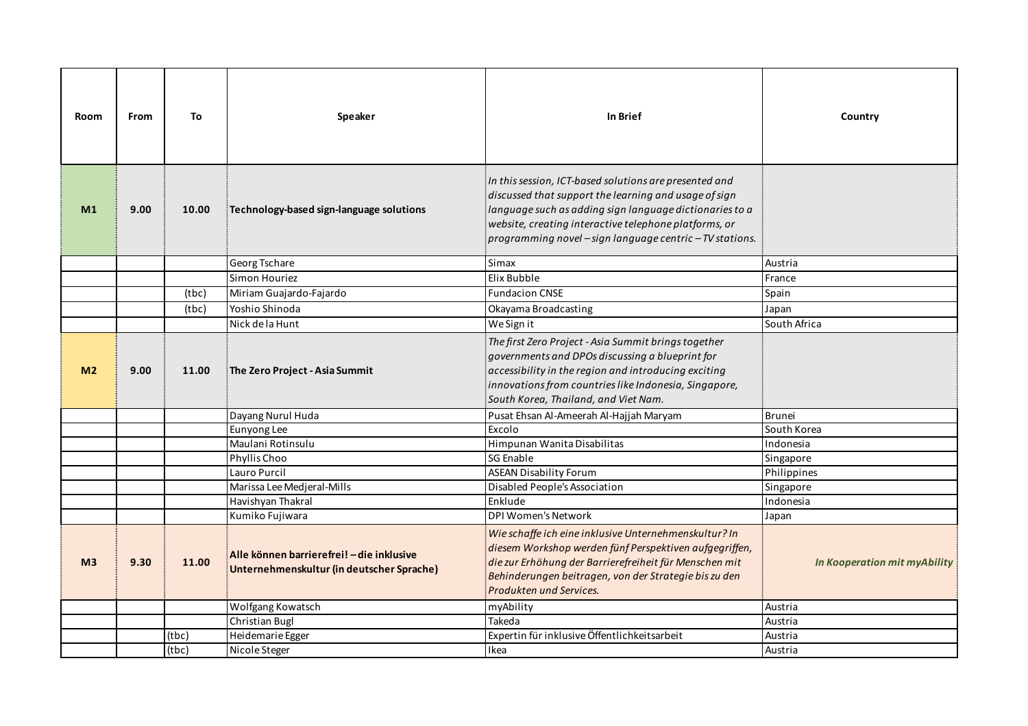| Room | From | To | Speaker | In Brief | Country |
|---|---|---|---|---|---|
| **M1** | **9.00** | **10.00** | **Technology-based sign-language solutions** | *In this session, ICT-based solutions are presented and discussed that support the learning and usage of sign language such as adding sign language dictionaries to a website, creating interactive telephone platforms, or programming novel – sign language centric – TV stations.* | |
| | | | Georg Tschare | Simax | Austria |
| | | | Simon Houriez | Elix Bubble | France |
| | | (tbc) | Miriam Guajardo-Fajardo | Fundacion CNSE | Spain |
| | | (tbc) | Yoshio Shinoda | Okayama Broadcasting | Japan |
| | | | Nick de la Hunt | We Sign it | South Africa |
| **M2** | **9.00** | **11.00** | **The Zero Project - Asia Summit** | *The first Zero Project - Asia Summit brings together governments and DPOs discussing a blueprint for accessibility in the region and introducing exciting innovations from countries like Indonesia, Singapore, South Korea, Thailand, and Viet Nam.* | |
| | | | Dayang Nurul Huda | Pusat Ehsan Al-Ameerah Al-Hajjah Maryam | Brunei |
| | | | Eunyong Lee | Excolo | South Korea |
| | | | Maulani Rotinsulu | Himpunan Wanita Disabilitas | Indonesia |
| | | | Phyllis Choo | SG Enable | Singapore |
| | | | Lauro Purcil | ASEAN Disability Forum | Philippines |
| | | | Marissa Lee Medjeral-Mills | Disabled People's Association | Singapore |
| | | | Havishyan Thakral | Enklude | Indonesia |
| | | | Kumiko Fujiwara | DPI Women's Network | Japan |
| **M3** | **9.30** | **11.00** | **Alle können barrierefrei! – die inklusive Unternehmenskultur (in deutscher Sprache)** | *Wie schaffe ich eine inklusive Unternehmenskultur? In diesem Workshop werden fünf Perspektiven aufgegriffen, die zur Erhöhung der Barrierefreiheit für Menschen mit Behinderungen beitragen, von der Strategie bis zu den Produkten und Services.* | ***In Kooperation mit myAbility*** |
| | | | Wolfgang Kowatsch | myAbility | Austria |
| | | | Christian Bugl | Takeda | Austria |
| | | (tbc) | Heidemarie Egger | Expertin für inklusive Öffentlichkeitsarbeit | Austria |
| | | (tbc) | Nicole Steger | Ikea | Austria |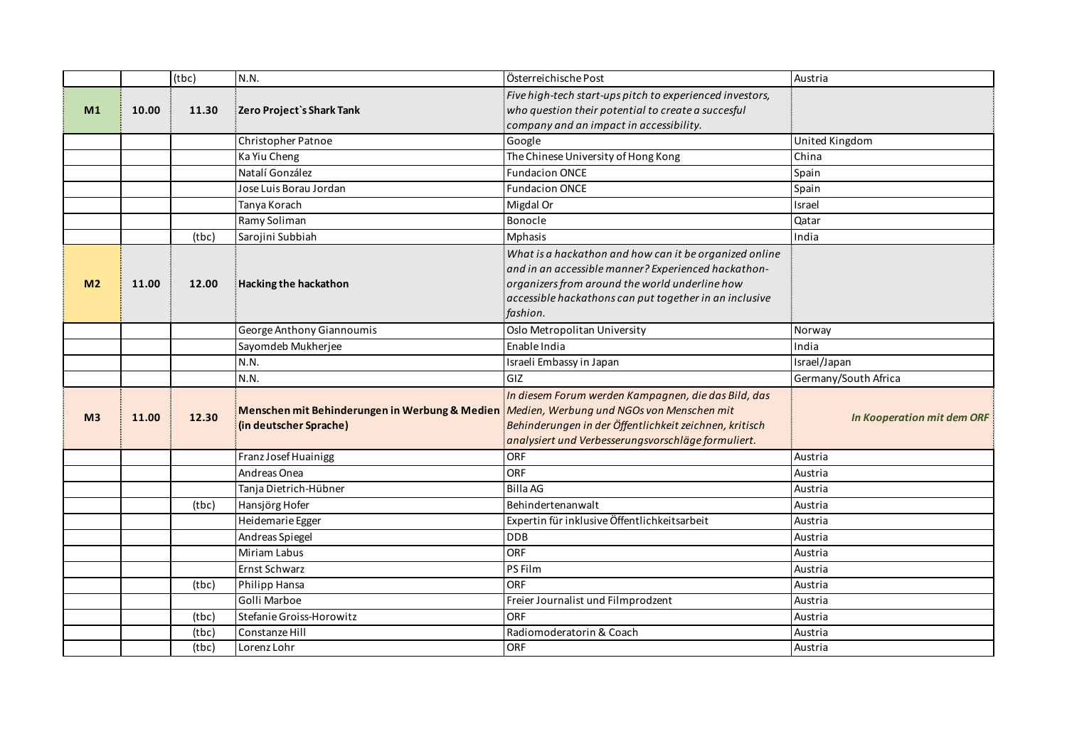| | | | | | |
|---|---|---|---|---|---|
| | | (tbc) | N.N. | Österreichische Post | Austria |
| **M1** | **10.00** | **11.30** | **Zero Project`s Shark Tank** | *Five high-tech start-ups pitch to experienced investors, who question their potential to create a succesful company and an impact in accessibility.* | |
| | | | Christopher Patnoe | Google | United Kingdom |
| | | | Ka Yiu Cheng | The Chinese University of Hong Kong | China |
| | | | Natalí González | Fundacion ONCE | Spain |
| | | | Jose Luis Borau Jordan | Fundacion ONCE | Spain |
| | | | Tanya Korach | Migdal Or | Israel |
| | | | Ramy Soliman | Bonocle | Qatar |
| | | (tbc) | Sarojini Subbiah | Mphasis | India |
| **M2** | **11.00** | **12.00** | **Hacking the hackathon** | *What is a hackathon and how can it be organized online and in an accessible manner? Experienced hackathon-organizers from around the world underline how accessible hackathons can put together in an inclusive fashion.* | |
| | | | George Anthony Giannoumis | Oslo Metropolitan University | Norway |
| | | | Sayomdeb Mukherjee | Enable India | India |
| | | | N.N. | Israeli Embassy in Japan | Israel/Japan |
| | | | N.N. | GIZ | Germany/South Africa |
| **M3** | **11.00** | **12.30** | **Menschen mit Behinderungen in Werbung & Medien (in deutscher Sprache)** | *In diesem Forum werden Kampagnen, die das Bild, das Medien, Werbung und NGOs von Menschen mit Behinderungen in der Öffentlichkeit zeichnen, kritisch analysiert und Verbesserungsvorschläge formuliert.* | ***In Kooperation mit dem ORF*** |
| | | | Franz Josef Huainigg | ORF | Austria |
| | | | Andreas Onea | ORF | Austria |
| | | | Tanja Dietrich-Hübner | Billa AG | Austria |
| | | (tbc) | Hansjörg Hofer | Behindertenanwalt | Austria |
| | | | Heidemarie Egger | Expertin für inklusive Öffentlichkeitsarbeit | Austria |
| | | | Andreas Spiegel | DDB | Austria |
| | | | Miriam Labus | ORF | Austria |
| | | | Ernst Schwarz | PS Film | Austria |
| | | (tbc) | Philipp Hansa | ORF | Austria |
| | | | Golli Marboe | Freier Journalist und Filmprodzent | Austria |
| | | (tbc) | Stefanie Groiss-Horowitz | ORF | Austria |
| | | (tbc) | Constanze Hill | Radiomoderatorin & Coach | Austria |
| | | (tbc) | Lorenz Lohr | ORF | Austria |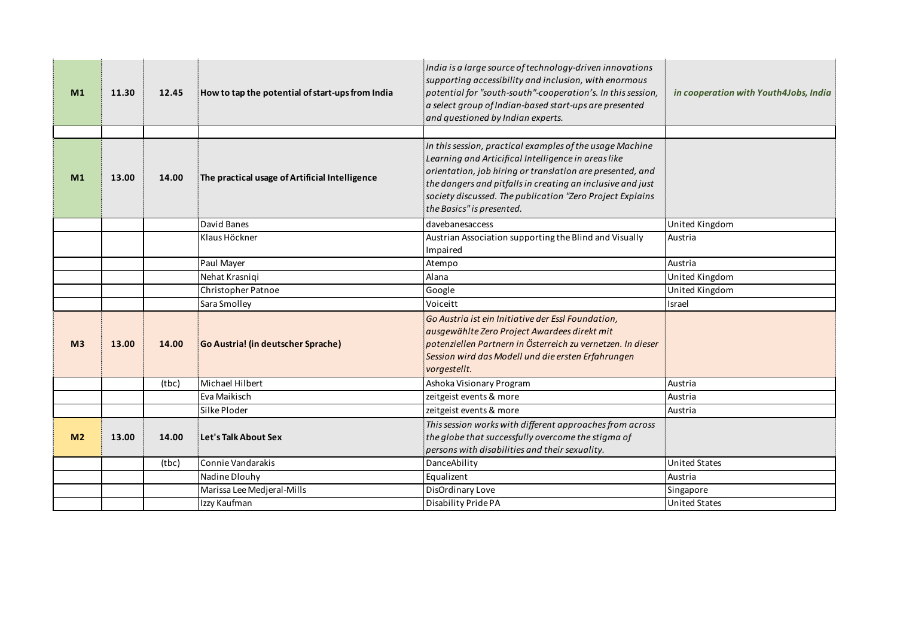| | | | | | |
|---|---|---|---|---|---|
| **M1** | **11.30** | **12.45** | **How to tap the potential of start-ups from India** | *India is a large source of technology-driven innovations supporting accessibility and inclusion, with enormous potential for "south-south"-cooperation's. In this session, a select group of Indian-based start-ups are presented and questioned by Indian experts.* | ***in cooperation with Youth4Jobs, India*** |
| | | | | | |
| **M1** | **13.00** | **14.00** | **The practical usage of Artificial Intelligence** | *In this session, practical examples of the usage Machine Learning and Articifical Intelligence in areas like orientation, job hiring or translation are presented, and the dangers and pitfalls in creating an inclusive and just society discussed. The publication "Zero Project Explains the Basics" is presented.* | |
| | | | David Banes | davebanesaccess | United Kingdom |
| | | | Klaus Höckner | Austrian Association supporting the Blind and Visually Impaired | Austria |
| | | | Paul Mayer | Atempo | Austria |
| | | | Nehat Krasniqi | Alana | United Kingdom |
| | | | Christopher Patnoe | Google | United Kingdom |
| | | | Sara Smolley | Voiceitt | Israel |
| **M3** | **13.00** | **14.00** | **Go Austria! (in deutscher Sprache)** | *Go Austria ist ein Initiative der Essl Foundation, ausgewählte Zero Project Awardees direkt mit potenziellen Partnern in Österreich zu vernetzen. In dieser Session wird das Modell und die ersten Erfahrungen vorgestellt.* | |
| | | (tbc) | Michael Hilbert | Ashoka Visionary Program | Austria |
| | | | Eva Maikisch | zeitgeist events & more | Austria |
| | | | Silke Ploder | zeitgeist events & more | Austria |
| **M2** | **13.00** | **14.00** | **Let's Talk About Sex** | *This session works with different approaches from across the globe that successfully overcome the stigma of persons with disabilities and their sexuality.* | |
| | | (tbc) | Connie Vandarakis | DanceAbility | United States |
| | | | Nadine Dlouhy | Equalizent | Austria |
| | | | Marissa Lee Medjeral-Mills | DisOrdinary Love | Singapore |
| | | | Izzy Kaufman | Disability Pride PA | United States |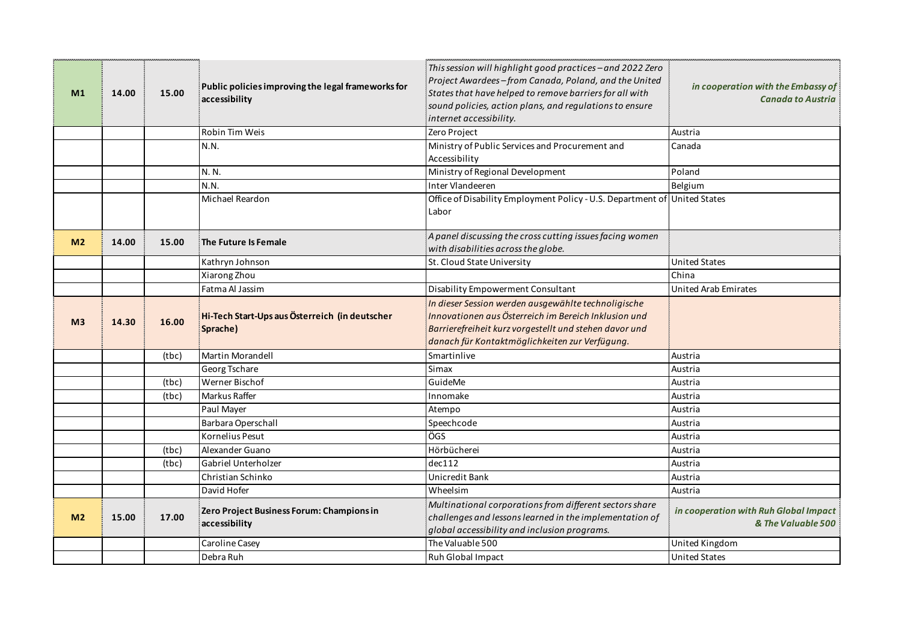| | | | | | |
|---|---|---|---|---|---|
| **M1** | **14.00** | **15.00** | **Public policies improving the legal frameworks for accessibility** | *This session will highlight good practices – and 2022 Zero Project Awardees – from Canada, Poland, and the United States that have helped to remove barriers for all with sound policies, action plans, and regulations to ensure internet accessibility.* | ***in cooperation with the Embassy of Canada to Austria*** |
| | | | Robin Tim Weis | Zero Project | Austria |
| | | | N.N. | Ministry of Public Services and Procurement and Accessibility | Canada |
| | | | N. N. | Ministry of Regional Development | Poland |
| | | | N.N. | Inter Vlandeeren | Belgium |
| | | | Michael Reardon | Office of Disability Employment Policy - U.S. Department of Labor | United States |
| **M2** | **14.00** | **15.00** | **The Future Is Female** | *A panel discussing the cross cutting issues facing women with disabilities across the globe.* | |
| | | | Kathryn Johnson | St. Cloud State University | United States |
| | | | Xiarong Zhou | | China |
| | | | Fatma Al Jassim | Disability Empowerment Consultant | United Arab Emirates |
| **M3** | **14.30** | **16.00** | **Hi-Tech Start-Ups aus Österreich (in deutscher Sprache)** | *In dieser Session werden ausgewählte technologische Innovationen aus Österreich im Bereich Inklusion und Barrierefreiheit kurz vorgestellt und stehen davor und danach für Kontaktmöglichkeiten zur Verfügung.* | |
| | | (tbc) | Martin Morandell | Smartinlive | Austria |
| | | | Georg Tschare | Simax | Austria |
| | | (tbc) | Werner Bischof | GuideMe | Austria |
| | | (tbc) | Markus Raffer | Innomake | Austria |
| | | | Paul Mayer | Atempo | Austria |
| | | | Barbara Operschall | Speechcode | Austria |
| | | | Kornelius Pesut | ÖGS | Austria |
| | | (tbc) | Alexander Guano | Hörbücherei | Austria |
| | | (tbc) | Gabriel Unterholzer | dec112 | Austria |
| | | | Christian Schinko | Unicredit Bank | Austria |
| | | | David Hofer | Wheelsim | Austria |
| **M2** | **15.00** | **17.00** | **Zero Project Business Forum: Champions in accessibility** | *Multinational corporations from different sectors share challenges and lessons learned in the implementation of global accessibility and inclusion programs.* | ***in cooperation with Ruh Global Impact & The Valuable 500*** |
| | | | Caroline Casey | The Valuable 500 | United Kingdom |
| | | | Debra Ruh | Ruh Global Impact | United States |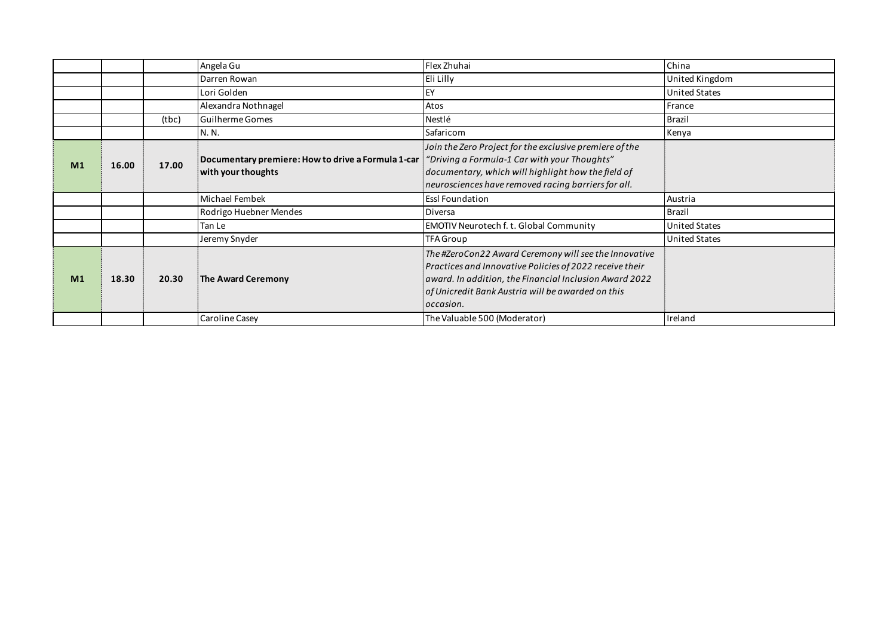| | | | | | |
|---|---|---|---|---|---|
| | | | Angela Gu | Flex Zhuhai | China |
| | | | Darren Rowan | Eli Lilly | United Kingdom |
| | | | Lori Golden | EY | United States |
| | | | Alexandra Nothnagel | Atos | France |
| | | (tbc) | Guilherme Gomes | Nestlé | Brazil |
| | | | N. N. | Safaricom | Kenya |
| **M1** | **16.00** | **17.00** | **Documentary premiere: How to drive a Formula 1-car with your thoughts** | *Join the Zero Project for the exclusive premiere of the "Driving a Formula-1 Car with your Thoughts" documentary, which will highlight how the field of neurosciences have removed racing barriers for all.* | |
| | | | Michael Fembek | Essl Foundation | Austria |
| | | | Rodrigo Huebner Mendes | Diversa | Brazil |
| | | | Tan Le | EMOTIV Neurotech f. t. Global Community | United States |
| | | | Jeremy Snyder | TFA Group | United States |
| **M1** | **18.30** | **20.30** | **The Award Ceremony** | *The #ZeroCon22 Award Ceremony will see the Innovative Practices and Innovative Policies of 2022 receive their award. In addition, the Financial Inclusion Award 2022 of Unicredit Bank Austria will be awarded on this occasion.* | |
| | | | Caroline Casey | The Valuable 500 (Moderator) | Ireland |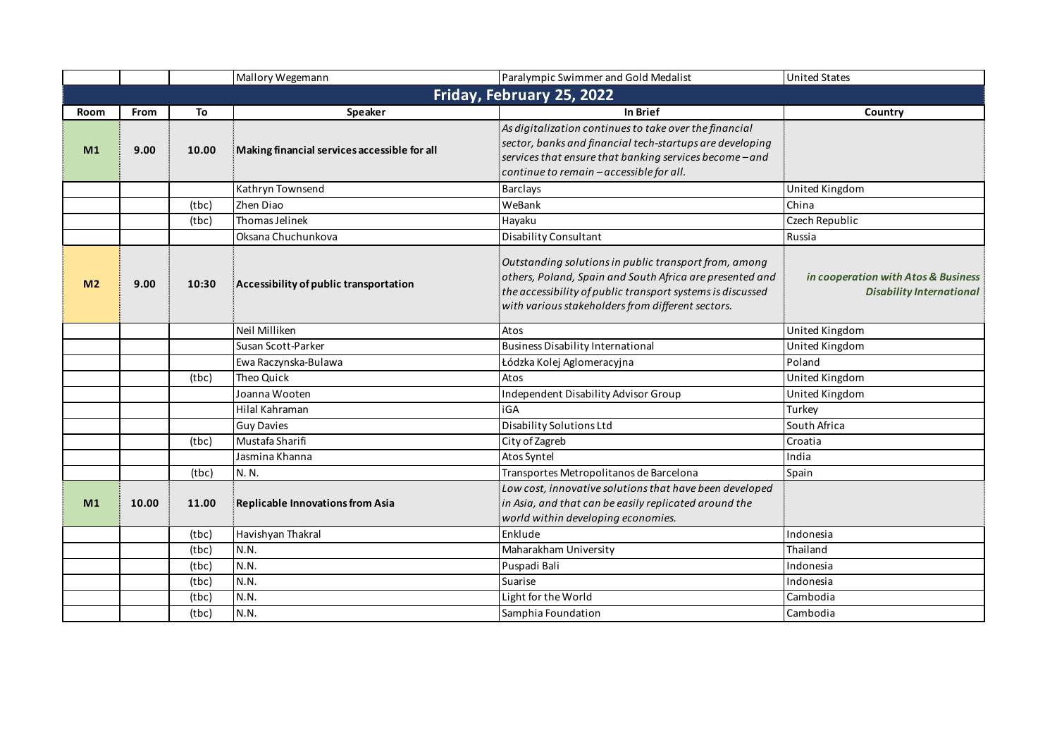| | | | Mallory Wegemann | Paralympic Swimmer and Gold Medalist | United States |
|---|---|---|---|---|---|
| **Friday, February 25, 2022** | | | | | |
| **Room** | **From** | **To** | **Speaker** | **In Brief** | **Country** |
| **M1** | **9.00** | **10.00** | **Making financial services accessible for all** | *As digitalization continues to take over the financial sector, banks and financial tech-startups are developing services that ensure that banking services become – and continue to remain – accessible for all.* | |
| | | | Kathryn Townsend | Barclays | United Kingdom |
| | | (tbc) | Zhen Diao | WeBank | China |
| | | (tbc) | Thomas Jelinek | Hayaku | Czech Republic |
| | | | Oksana Chuchunkova | Disability Consultant | Russia |
| **M2** | **9.00** | **10:30** | **Accessibility of public transportation** | *Outstanding solutions in public transport from, among others, Poland, Spain and South Africa are presented and the accessibility of public transport systems is discussed with various stakeholders from different sectors.* | ***in cooperation with Atos & Business Disability International*** |
| | | | Neil Milliken | Atos | United Kingdom |
| | | | Susan Scott-Parker | Business Disability International | United Kingdom |
| | | | Ewa Raczynska-Bulawa | Łódzka Kolej Aglomeracyjna | Poland |
| | | (tbc) | Theo Quick | Atos | United Kingdom |
| | | | Joanna Wooten | Independent Disability Advisor Group | United Kingdom |
| | | | Hilal Kahraman | iGA | Turkey |
| | | | Guy Davies | Disability Solutions Ltd | South Africa |
| | | (tbc) | Mustafa Sharifi | City of Zagreb | Croatia |
| | | | Jasmina Khanna | Atos Syntel | India |
| | | (tbc) | N. N. | Transportes Metropolitanos de Barcelona | Spain |
| **M1** | **10.00** | **11.00** | **Replicable Innovations from Asia** | *Low cost, innovative solutions that have been developed in Asia, and that can be easily replicated around the world within developing economies.* | |
| | | (tbc) | Havishyan Thakral | Enklude | Indonesia |
| | | (tbc) | N.N. | Maharakham University | Thailand |
| | | (tbc) | N.N. | Puspadi Bali | Indonesia |
| | | (tbc) | N.N. | Suarise | Indonesia |
| | | (tbc) | N.N. | Light for the World | Cambodia |
| | | (tbc) | N.N. | Samphia Foundation | Cambodia |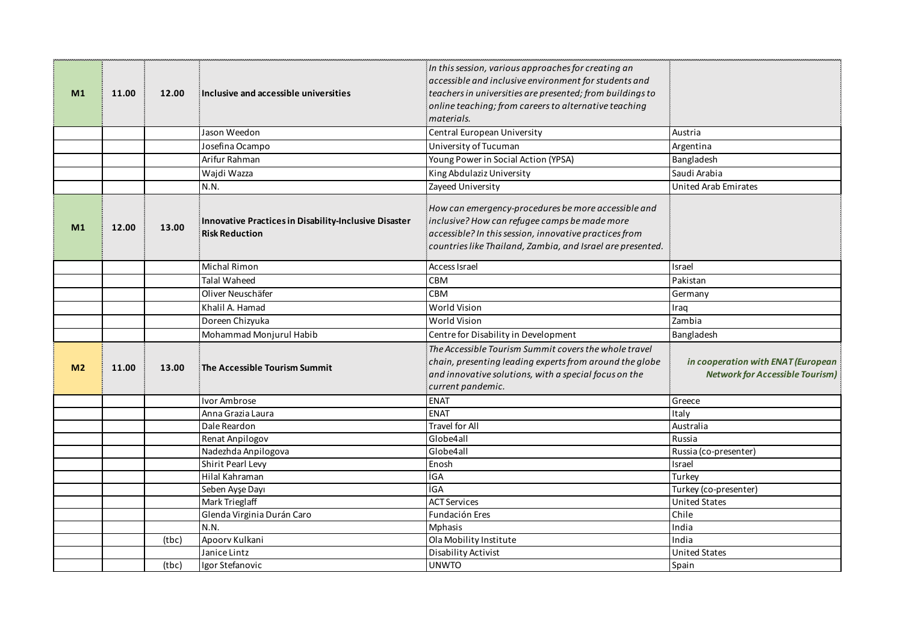| | | | | | |
|---|---|---|---|---|---|
| **M1** | **11.00** | **12.00** | **Inclusive and accessible universities** | *In this session, various approaches for creating an accessible and inclusive environment for students and teachers in universities are presented; from buildings to online teaching; from careers to alternative teaching materials.* | |
| | | | Jason Weedon | Central European University | Austria |
| | | | Josefina Ocampo | University of Tucuman | Argentina |
| | | | Arifur Rahman | Young Power in Social Action (YPSA) | Bangladesh |
| | | | Wajdi Wazza | King Abdulaziz University | Saudi Arabia |
| | | | N.N. | Zayeed University | United Arab Emirates |
| **M1** | **12.00** | **13.00** | **Innovative Practices in Disability-Inclusive Disaster Risk Reduction** | *How can emergency-procedures be more accessible and inclusive? How can refugee camps be made more accessible? In this session, innovative practices from countries like Thailand, Zambia, and Israel are presented.* | |
| | | | Michal Rimon | Access Israel | Israel |
| | | | Talal Waheed | CBM | Pakistan |
| | | | Oliver Neuschäfer | CBM | Germany |
| | | | Khalil A. Hamad | World Vision | Iraq |
| | | | Doreen Chizyuka | World Vision | Zambia |
| | | | Mohammad Monjurul Habib | Centre for Disability in Development | Bangladesh |
| **M2** | **11.00** | **13.00** | **The Accessible Tourism Summit** | *The Accessible Tourism Summit covers the whole travel chain, presenting leading experts from around the globe and innovative solutions, with a special focus on the current pandemic.* | ***in cooperation with ENAT (European Network for Accessible Tourism)*** |
| | | | Ivor Ambrose | ENAT | Greece |
| | | | Anna Grazia Laura | ENAT | Italy |
| | | | Dale Reardon | Travel for All | Australia |
| | | | Renat Anpilogov | Globe4all | Russia |
| | | | Nadezhda Anpilogova | Globe4all | Russia (co-presenter) |
| | | | Shirit Pearl Levy | Enosh | Israel |
| | | | Hilal Kahraman | İGA | Turkey |
| | | | Seben Ayşe Dayı | İGA | Turkey (co-presenter) |
| | | | Mark Trieglaff | ACT Services | United States |
| | | | Glenda Virginia Durán Caro | Fundación Eres | Chile |
| | | | N.N. | Mphasis | India |
| | | (tbc) | Apoorv Kulkani | Ola Mobility Institute | India |
| | | | Janice Lintz | Disability Activist | United States |
| | | (tbc) | Igor Stefanovic | UNWTO | Spain |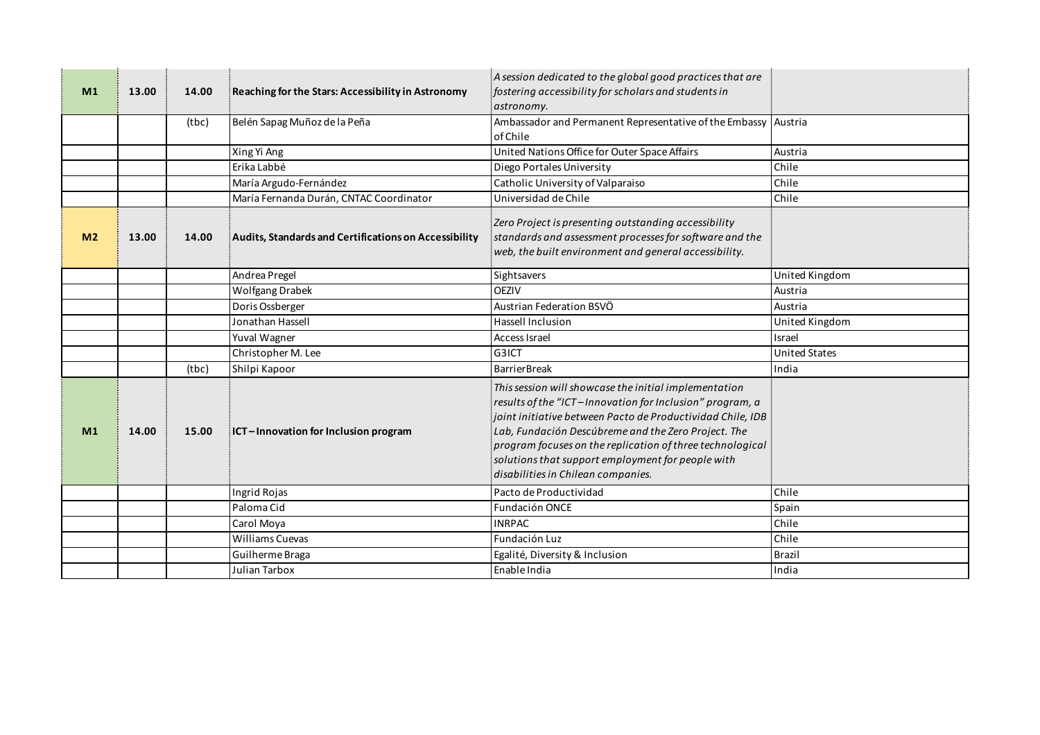| | | | | | |
|---|---|---|---|---|---|
| **M1** | **13.00** | **14.00** | **Reaching for the Stars: Accessibility in Astronomy** | *A session dedicated to the global good practices that are fostering accessibility for scholars and students in astronomy.* | |
| | | (tbc) | Belén Sapag Muñoz de la Peña | Ambassador and Permanent Representative of the Embassy of Chile | Austria |
| | | | Xing Yi Ang | United Nations Office for Outer Space Affairs | Austria |
| | | | Erika Labbé | Diego Portales University | Chile |
| | | | María Argudo-Fernández | Catholic University of Valparaiso | Chile |
| | | | María Fernanda Durán, CNTAC Coordinator | Universidad de Chile | Chile |
| **M2** | **13.00** | **14.00** | **Audits, Standards and Certifications on Accessibility** | *Zero Project is presenting outstanding accessibility standards and assessment processes for software and the web, the built environment and general accessibility.* | |
| | | | Andrea Pregel | Sightsavers | United Kingdom |
| | | | Wolfgang Drabek | OEZIV | Austria |
| | | | Doris Ossberger | Austrian Federation BSVÖ | Austria |
| | | | Jonathan Hassell | Hassell Inclusion | United Kingdom |
| | | | Yuval Wagner | Access Israel | Israel |
| | | | Christopher M. Lee | G3ICT | United States |
| | | (tbc) | Shilpi Kapoor | BarrierBreak | India |
| **M1** | **14.00** | **15.00** | **ICT – Innovation for Inclusion program** | *This session will showcase the initial implementation results of the "ICT – Innovation for Inclusion" program, a joint initiative between Pacto de Productividad Chile, IDB Lab, Fundación Descúbreme and the Zero Project. The program focuses on the replication of three technological solutions that support employment for people with disabilities in Chilean companies.* | |
| | | | Ingrid Rojas | Pacto de Productividad | Chile |
| | | | Paloma Cid | Fundación ONCE | Spain |
| | | | Carol Moya | INRPAC | Chile |
| | | | Williams Cuevas | Fundación Luz | Chile |
| | | | Guilherme Braga | Egalité, Diversity & Inclusion | Brazil |
| | | | Julian Tarbox | Enable India | India |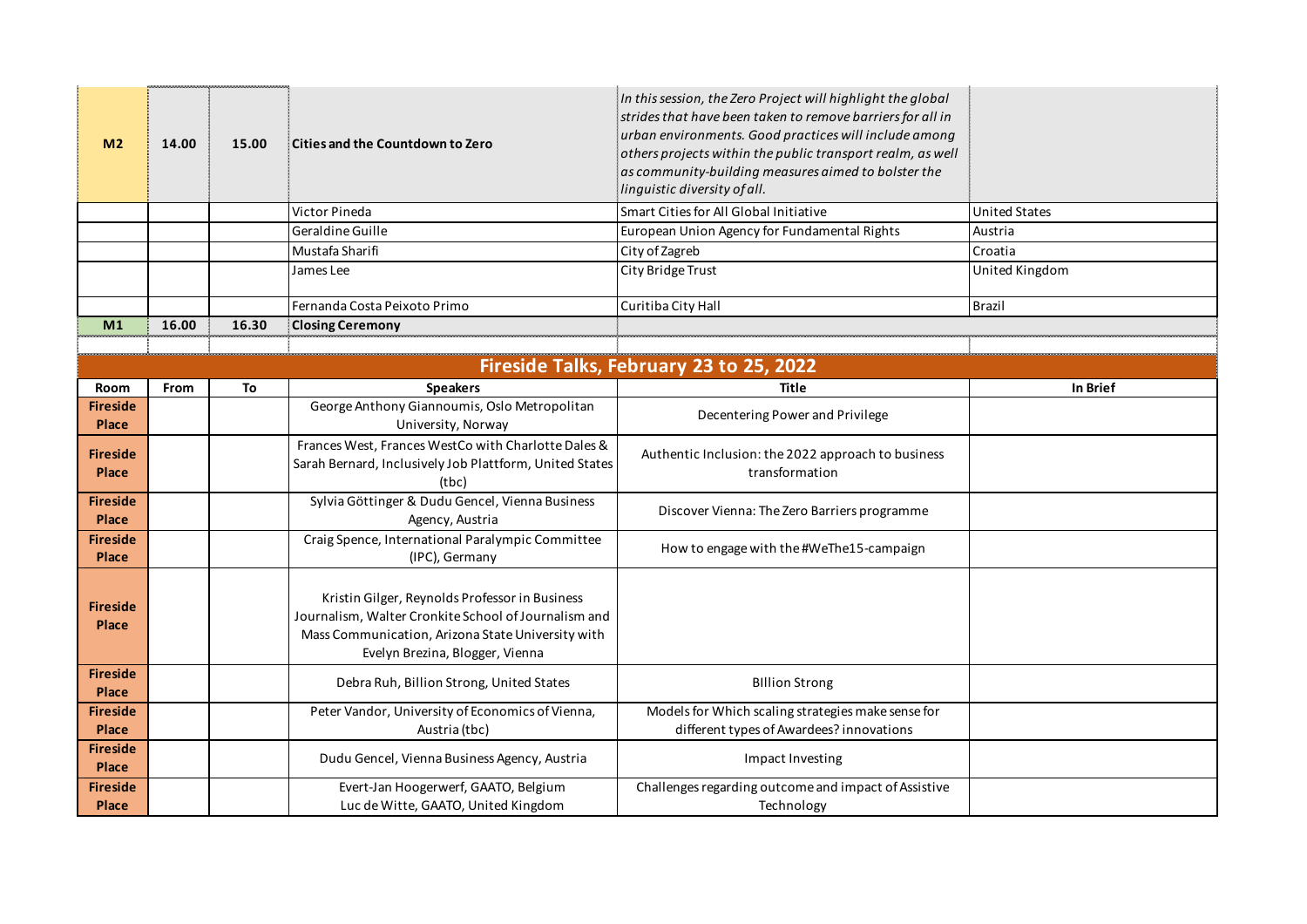| | | | | | |
|---|---|---|---|---|---|
| **M2** | **14.00** | **15.00** | **Cities and the Countdown to Zero** | *In this session, the Zero Project will highlight the global strides that have been taken to remove barriers for all in urban environments. Good practices will include among others projects within the public transport realm, as well as community-building measures aimed to bolster the linguistic diversity of all.* | |
| | | | Victor Pineda | Smart Cities for All Global Initiative | United States |
| | | | Geraldine Guille | European Union Agency for Fundamental Rights | Austria |
| | | | Mustafa Sharifi | City of Zagreb | Croatia |
| | | | James Lee | City Bridge Trust | United Kingdom |
| | | | Fernanda Costa Peixoto Primo | Curitiba City Hall | Brazil |
| **M1** | **16.00** | **16.30** | **Closing Ceremony** | | |

## Fireside Talks, February 23 to 25, 2022

| Room | From | To | Speakers | Title | In Brief |
|---|---|---|---|---|---|
| **Fireside Place** | | | George Anthony Giannoumis, Oslo Metropolitan University, Norway | Decentering Power and Privilege | |
| **Fireside Place** | | | Frances West, Frances WestCo with Charlotte Dales & Sarah Bernard, Inclusively Job Plattform, United States (tbc) | Authentic Inclusion: the 2022 approach to business transformation | |
| **Fireside Place** | | | Sylvia Göttinger & Dudu Gencel, Vienna Business Agency, Austria | Discover Vienna: The Zero Barriers programme | |
| **Fireside Place** | | | Craig Spence, International Paralympic Committee (IPC), Germany | How to engage with the #WeThe15-campaign | |
| **Fireside Place** | | | Kristin Gilger, Reynolds Professor in Business Journalism, Walter Cronkite School of Journalism and Mass Communication, Arizona State University with Evelyn Brezina, Blogger, Vienna | | |
| **Fireside Place** | | | Debra Ruh, Billion Strong, United States | BIllion Strong | |
| **Fireside Place** | | | Peter Vandor, University of Economics of Vienna, Austria (tbc) | Models for Which scaling strategies make sense for different types of Awardees? innovations | |
| **Fireside Place** | | | Dudu Gencel, Vienna Business Agency, Austria | Impact Investing | |
| **Fireside Place** | | | Evert-Jan Hoogerwerf, GAATO, Belgium<br>Luc de Witte, GAATO, United Kingdom | Challenges regarding outcome and impact of Assistive Technology | |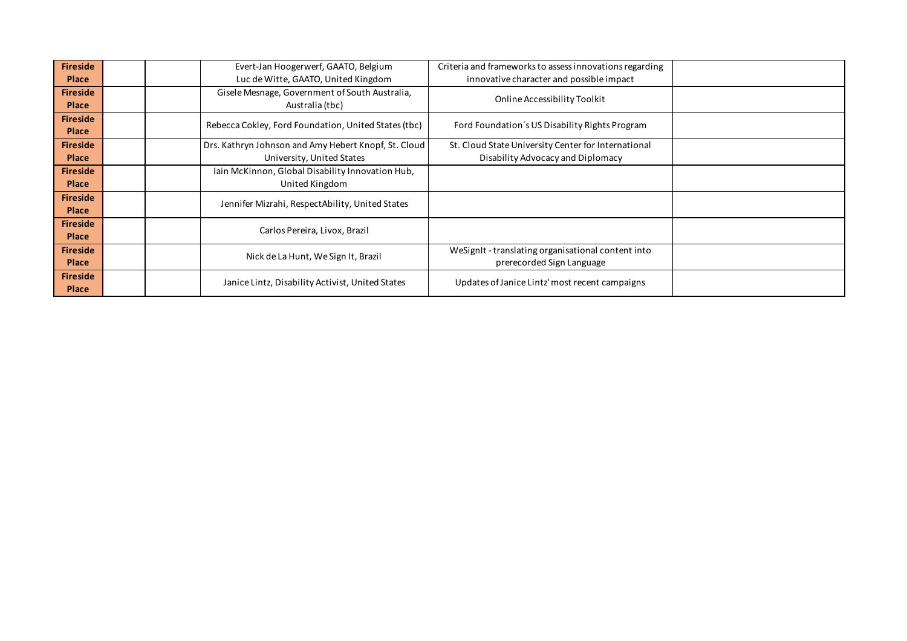| | | | | | |
|---|---|---|---|---|---|
| **Fireside Place** | | | Evert-Jan Hoogerwerf, GAATO, Belgium<br>Luc de Witte, GAATO, United Kingdom | Criteria and frameworks to assess innovations regarding innovative character and possible impact | |
| **Fireside Place** | | | Gisele Mesnage, Government of South Australia, Australia (tbc) | Online Accessibility Toolkit | |
| **Fireside Place** | | | Rebecca Cokley, Ford Foundation, United States (tbc) | Ford Foundation´s US Disability Rights Program | |
| **Fireside Place** | | | Drs. Kathryn Johnson and Amy Hebert Knopf, St. Cloud University, United States | St. Cloud State University Center for International Disability Advocacy and Diplomacy | |
| **Fireside Place** | | | Iain McKinnon, Global Disability Innovation Hub, United Kingdom | | |
| **Fireside Place** | | | Jennifer Mizrahi, RespectAbility, United States | | |
| **Fireside Place** | | | Carlos Pereira, Livox, Brazil | | |
| **Fireside Place** | | | Nick de La Hunt, We Sign It, Brazil | WeSignIt - translating organisational content into prerecorded Sign Language | |
| **Fireside Place** | | | Janice Lintz, Disability Activist, United States | Updates of Janice Lintz' most recent campaigns | |